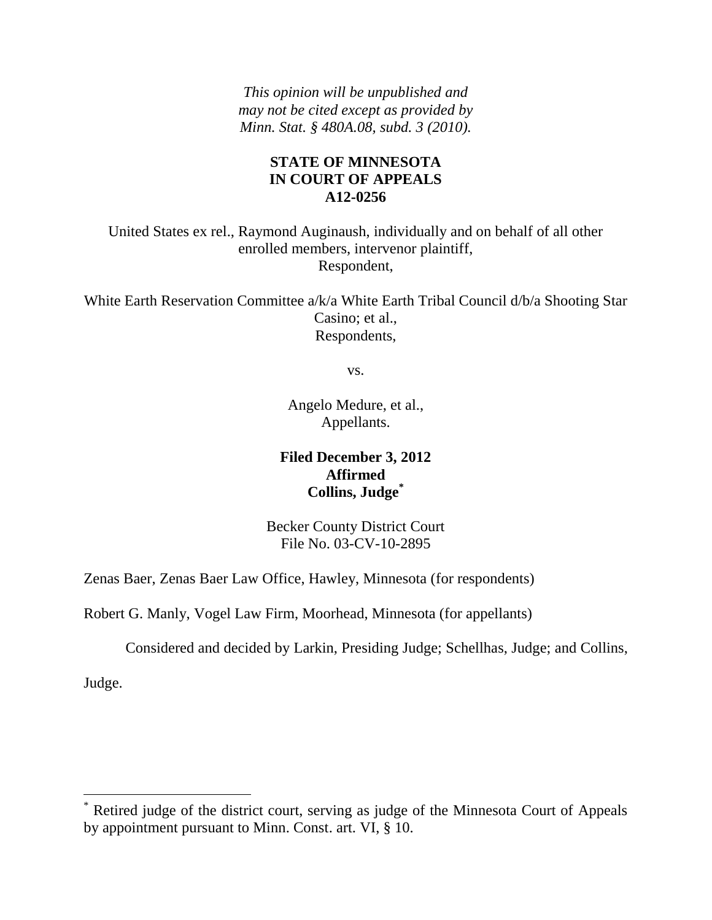*This opinion will be unpublished and may not be cited except as provided by Minn. Stat. § 480A.08, subd. 3 (2010).*

**STATE OF MINNESOTA**
**IN COURT OF APPEALS**
**A12-0256**

United States ex rel., Raymond Auginaush, individually and on behalf of all other enrolled members, intervenor plaintiff,
Respondent,

White Earth Reservation Committee a/k/a White Earth Tribal Council d/b/a Shooting Star Casino; et al.,
Respondents,

vs.

Angelo Medure, et al.,
Appellants.

**Filed December 3, 2012**
**Affirmed**
**Collins, Judge***

Becker County District Court
File No. 03-CV-10-2895

Zenas Baer, Zenas Baer Law Office, Hawley, Minnesota (for respondents)

Robert G. Manly, Vogel Law Firm, Moorhead, Minnesota (for appellants)

Considered and decided by Larkin, Presiding Judge; Schellhas, Judge; and Collins, Judge.

---

\* Retired judge of the district court, serving as judge of the Minnesota Court of Appeals by appointment pursuant to Minn. Const. art. VI, § 10.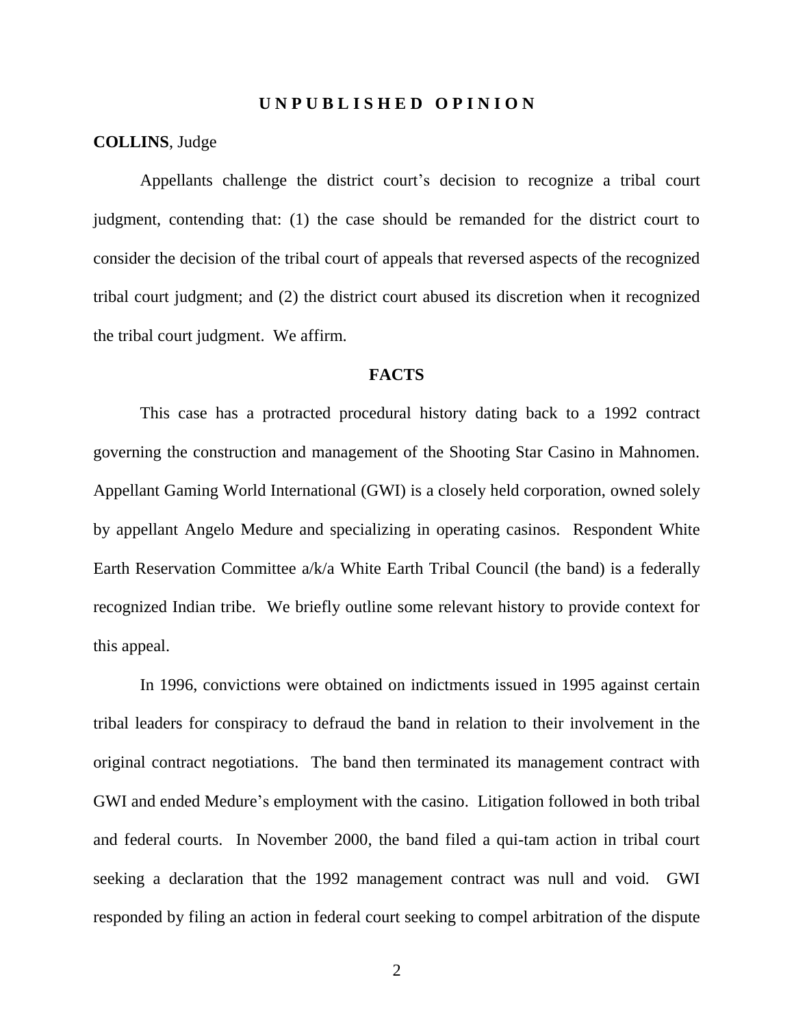**UNPUBLISHED OPINION**

**COLLINS**, Judge

Appellants challenge the district court's decision to recognize a tribal court judgment, contending that: (1) the case should be remanded for the district court to consider the decision of the tribal court of appeals that reversed aspects of the recognized tribal court judgment; and (2) the district court abused its discretion when it recognized the tribal court judgment. We affirm.

## FACTS

This case has a protracted procedural history dating back to a 1992 contract governing the construction and management of the Shooting Star Casino in Mahnomen. Appellant Gaming World International (GWI) is a closely held corporation, owned solely by appellant Angelo Medure and specializing in operating casinos. Respondent White Earth Reservation Committee a/k/a White Earth Tribal Council (the band) is a federally recognized Indian tribe. We briefly outline some relevant history to provide context for this appeal.

In 1996, convictions were obtained on indictments issued in 1995 against certain tribal leaders for conspiracy to defraud the band in relation to their involvement in the original contract negotiations. The band then terminated its management contract with GWI and ended Medure's employment with the casino. Litigation followed in both tribal and federal courts. In November 2000, the band filed a qui-tam action in tribal court seeking a declaration that the 1992 management contract was null and void. GWI responded by filing an action in federal court seeking to compel arbitration of the dispute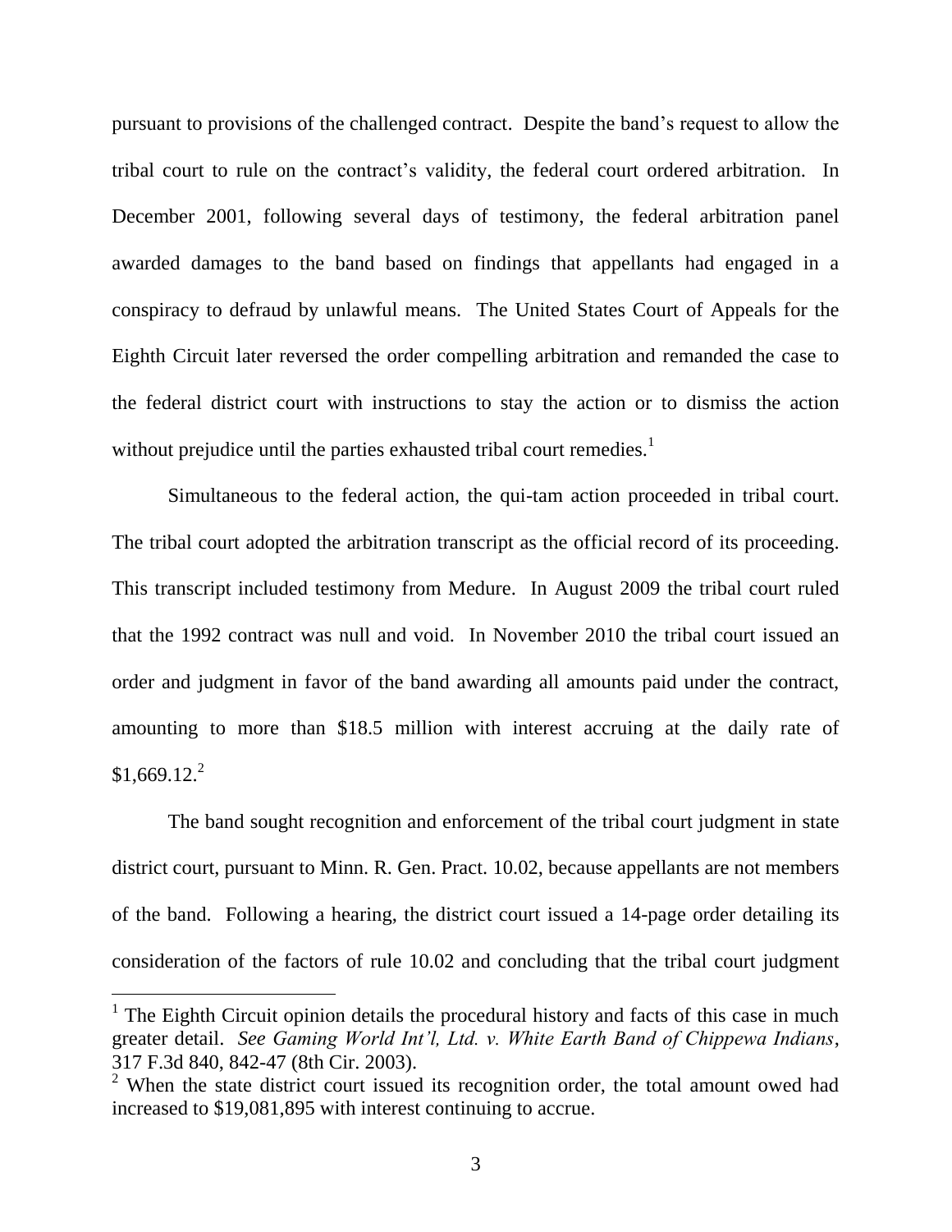pursuant to provisions of the challenged contract. Despite the band's request to allow the tribal court to rule on the contract's validity, the federal court ordered arbitration. In December 2001, following several days of testimony, the federal arbitration panel awarded damages to the band based on findings that appellants had engaged in a conspiracy to defraud by unlawful means. The United States Court of Appeals for the Eighth Circuit later reversed the order compelling arbitration and remanded the case to the federal district court with instructions to stay the action or to dismiss the action without prejudice until the parties exhausted tribal court remedies.[1]

Simultaneous to the federal action, the qui-tam action proceeded in tribal court. The tribal court adopted the arbitration transcript as the official record of its proceeding. This transcript included testimony from Medure. In August 2009 the tribal court ruled that the 1992 contract was null and void. In November 2010 the tribal court issued an order and judgment in favor of the band awarding all amounts paid under the contract, amounting to more than $18.5 million with interest accruing at the daily rate of $1,669.12.[2]

The band sought recognition and enforcement of the tribal court judgment in state district court, pursuant to Minn. R. Gen. Pract. 10.02, because appellants are not members of the band. Following a hearing, the district court issued a 14-page order detailing its consideration of the factors of rule 10.02 and concluding that the tribal court judgment

---

[1] The Eighth Circuit opinion details the procedural history and facts of this case in much greater detail. *See Gaming World Int'l, Ltd. v. White Earth Band of Chippewa Indians*, 317 F.3d 840, 842-47 (8th Cir. 2003).

[2] When the state district court issued its recognition order, the total amount owed had increased to $19,081,895 with interest continuing to accrue.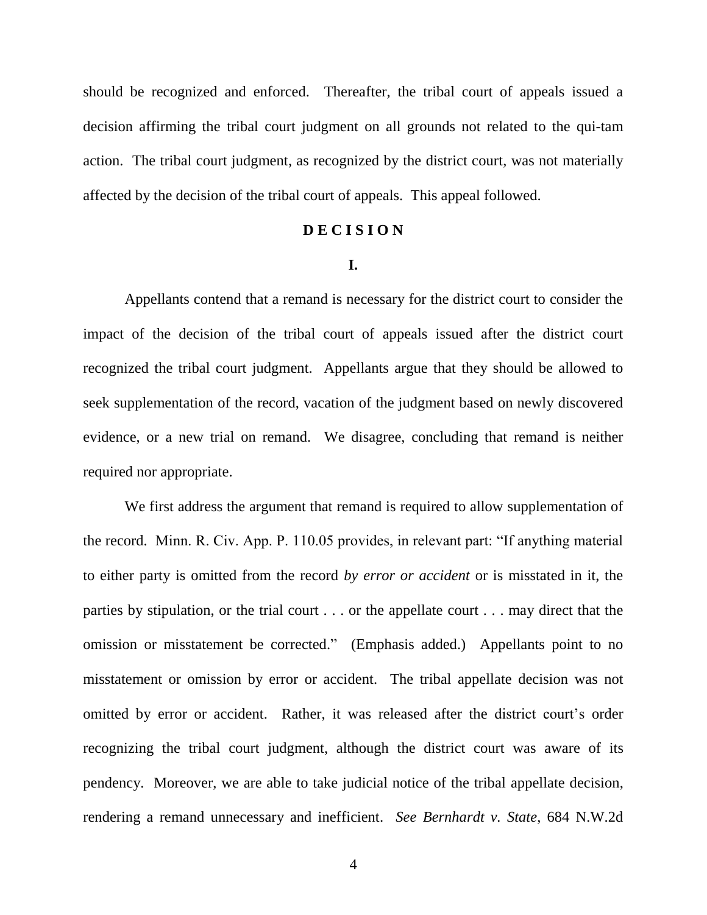should be recognized and enforced. Thereafter, the tribal court of appeals issued a decision affirming the tribal court judgment on all grounds not related to the qui-tam action. The tribal court judgment, as recognized by the district court, was not materially affected by the decision of the tribal court of appeals. This appeal followed.

**D E C I S I O N**

**I.**

Appellants contend that a remand is necessary for the district court to consider the impact of the decision of the tribal court of appeals issued after the district court recognized the tribal court judgment. Appellants argue that they should be allowed to seek supplementation of the record, vacation of the judgment based on newly discovered evidence, or a new trial on remand. We disagree, concluding that remand is neither required nor appropriate.

We first address the argument that remand is required to allow supplementation of the record. Minn. R. Civ. App. P. 110.05 provides, in relevant part: "If anything material to either party is omitted from the record *by error or accident* or is misstated in it, the parties by stipulation, or the trial court . . . or the appellate court . . . may direct that the omission or misstatement be corrected." (Emphasis added.) Appellants point to no misstatement or omission by error or accident. The tribal appellate decision was not omitted by error or accident. Rather, it was released after the district court's order recognizing the tribal court judgment, although the district court was aware of its pendency. Moreover, we are able to take judicial notice of the tribal appellate decision, rendering a remand unnecessary and inefficient. *See Bernhardt v. State*, 684 N.W.2d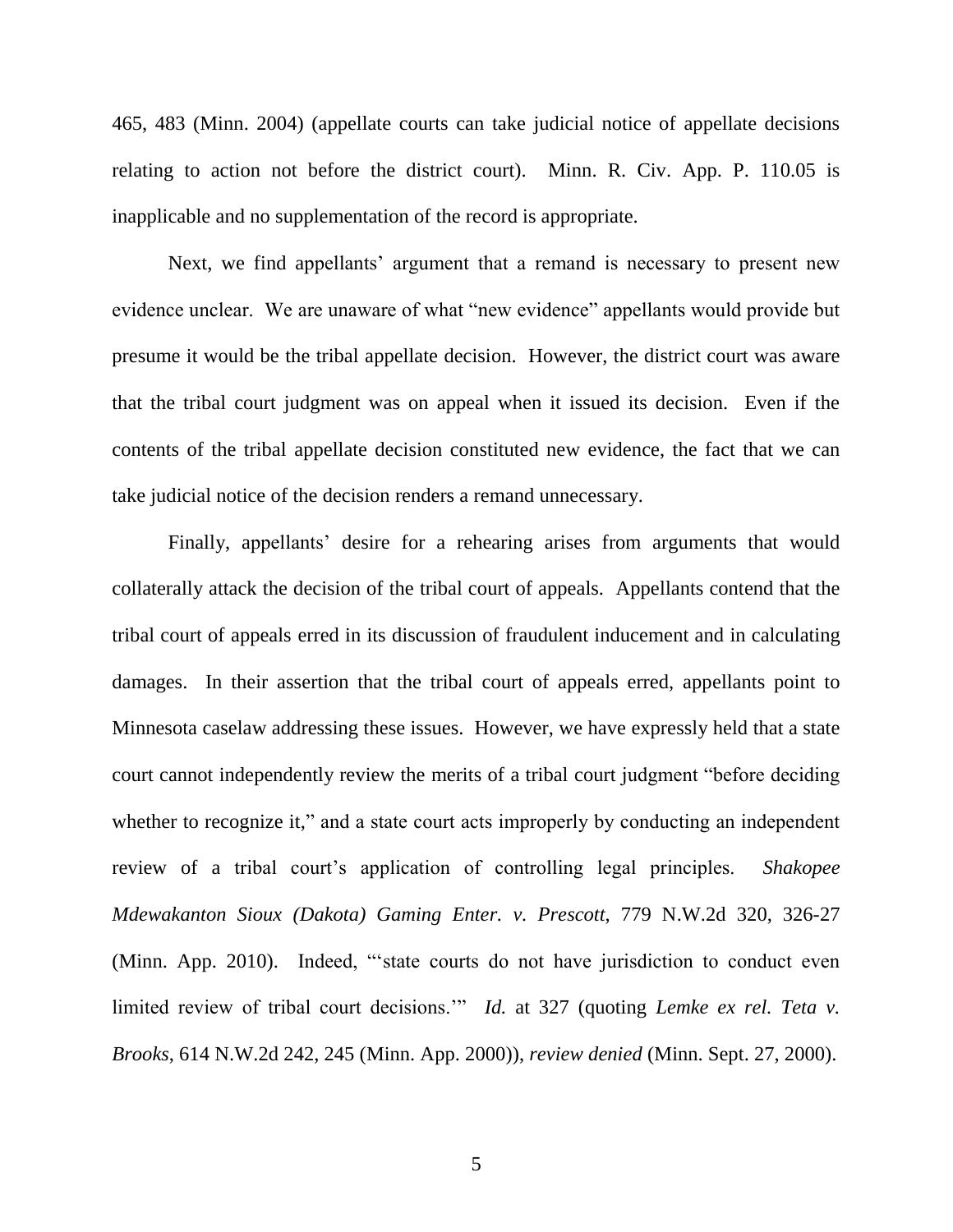465, 483 (Minn. 2004) (appellate courts can take judicial notice of appellate decisions relating to action not before the district court). Minn. R. Civ. App. P. 110.05 is inapplicable and no supplementation of the record is appropriate.

Next, we find appellants' argument that a remand is necessary to present new evidence unclear. We are unaware of what "new evidence" appellants would provide but presume it would be the tribal appellate decision. However, the district court was aware that the tribal court judgment was on appeal when it issued its decision. Even if the contents of the tribal appellate decision constituted new evidence, the fact that we can take judicial notice of the decision renders a remand unnecessary.

Finally, appellants' desire for a rehearing arises from arguments that would collaterally attack the decision of the tribal court of appeals. Appellants contend that the tribal court of appeals erred in its discussion of fraudulent inducement and in calculating damages. In their assertion that the tribal court of appeals erred, appellants point to Minnesota caselaw addressing these issues. However, we have expressly held that a state court cannot independently review the merits of a tribal court judgment "before deciding whether to recognize it," and a state court acts improperly by conducting an independent review of a tribal court's application of controlling legal principles. *Shakopee Mdewakanton Sioux (Dakota) Gaming Enter. v. Prescott*, 779 N.W.2d 320, 326-27 (Minn. App. 2010). Indeed, "'state courts do not have jurisdiction to conduct even limited review of tribal court decisions.'" *Id.* at 327 (quoting *Lemke ex rel. Teta v. Brooks*, 614 N.W.2d 242, 245 (Minn. App. 2000)), *review denied* (Minn. Sept. 27, 2000).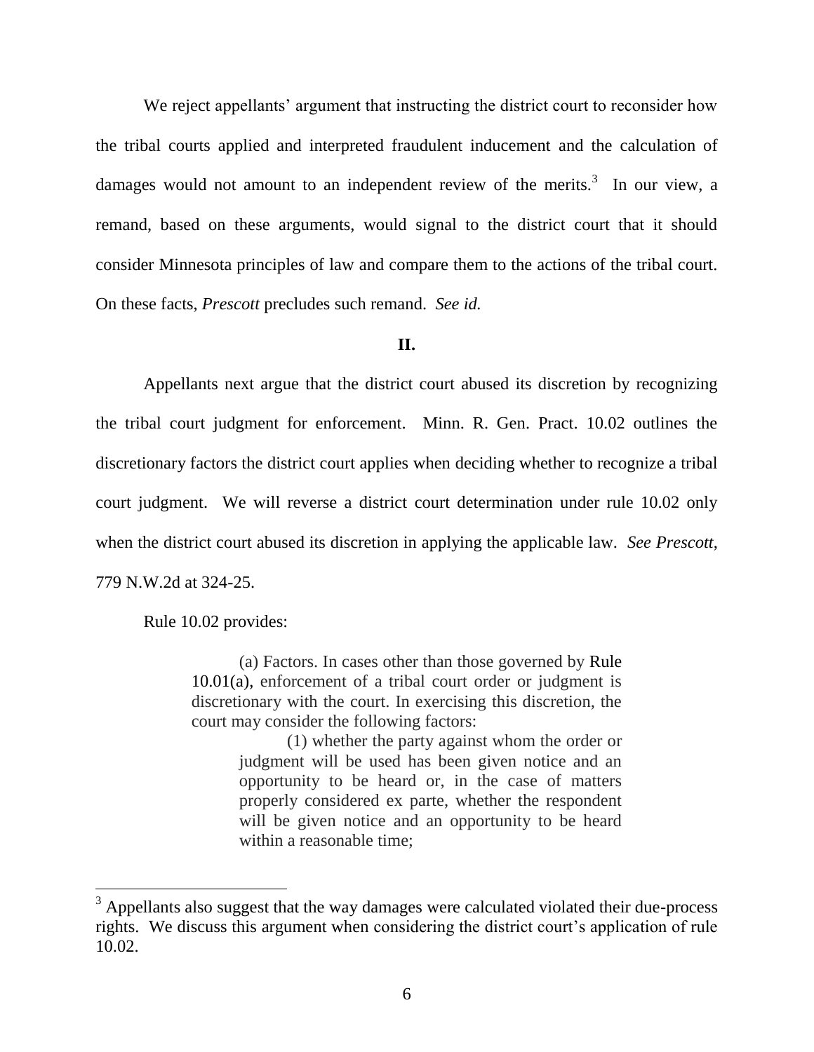We reject appellants' argument that instructing the district court to reconsider how the tribal courts applied and interpreted fraudulent inducement and the calculation of damages would not amount to an independent review of the merits.[3] In our view, a remand, based on these arguments, would signal to the district court that it should consider Minnesota principles of law and compare them to the actions of the tribal court. On these facts, *Prescott* precludes such remand. *See id.*

## II.

Appellants next argue that the district court abused its discretion by recognizing the tribal court judgment for enforcement. Minn. R. Gen. Pract. 10.02 outlines the discretionary factors the district court applies when deciding whether to recognize a tribal court judgment. We will reverse a district court determination under rule 10.02 only when the district court abused its discretion in applying the applicable law. *See Prescott*, 779 N.W.2d at 324-25.

Rule 10.02 provides:

> (a) Factors. In cases other than those governed by Rule 10.01(a), enforcement of a tribal court order or judgment is discretionary with the court. In exercising this discretion, the court may consider the following factors:
>
> > (1) whether the party against whom the order or judgment will be used has been given notice and an opportunity to be heard or, in the case of matters properly considered ex parte, whether the respondent will be given notice and an opportunity to be heard within a reasonable time;

---

[3] Appellants also suggest that the way damages were calculated violated their due-process rights. We discuss this argument when considering the district court's application of rule 10.02.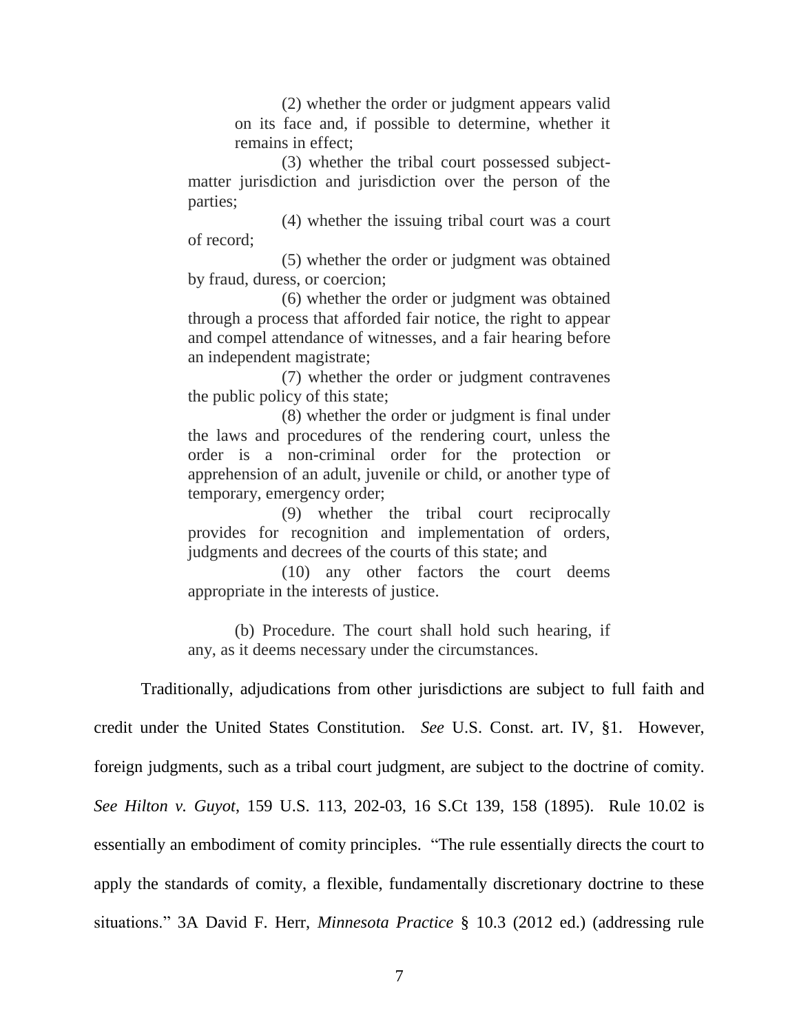(2) whether the order or judgment appears valid on its face and, if possible to determine, whether it remains in effect;

(3) whether the tribal court possessed subject-matter jurisdiction and jurisdiction over the person of the parties;

(4) whether the issuing tribal court was a court of record;

(5) whether the order or judgment was obtained by fraud, duress, or coercion;

(6) whether the order or judgment was obtained through a process that afforded fair notice, the right to appear and compel attendance of witnesses, and a fair hearing before an independent magistrate;

(7) whether the order or judgment contravenes the public policy of this state;

(8) whether the order or judgment is final under the laws and procedures of the rendering court, unless the order is a non-criminal order for the protection or apprehension of an adult, juvenile or child, or another type of temporary, emergency order;

(9) whether the tribal court reciprocally provides for recognition and implementation of orders, judgments and decrees of the courts of this state; and

(10) any other factors the court deems appropriate in the interests of justice.

(b) Procedure. The court shall hold such hearing, if any, as it deems necessary under the circumstances.

Traditionally, adjudications from other jurisdictions are subject to full faith and credit under the United States Constitution. *See* U.S. Const. art. IV, §1. However, foreign judgments, such as a tribal court judgment, are subject to the doctrine of comity. *See Hilton v. Guyot*, 159 U.S. 113, 202-03, 16 S.Ct 139, 158 (1895). Rule 10.02 is essentially an embodiment of comity principles. "The rule essentially directs the court to apply the standards of comity, a flexible, fundamentally discretionary doctrine to these situations." 3A David F. Herr, *Minnesota Practice* § 10.3 (2012 ed.) (addressing rule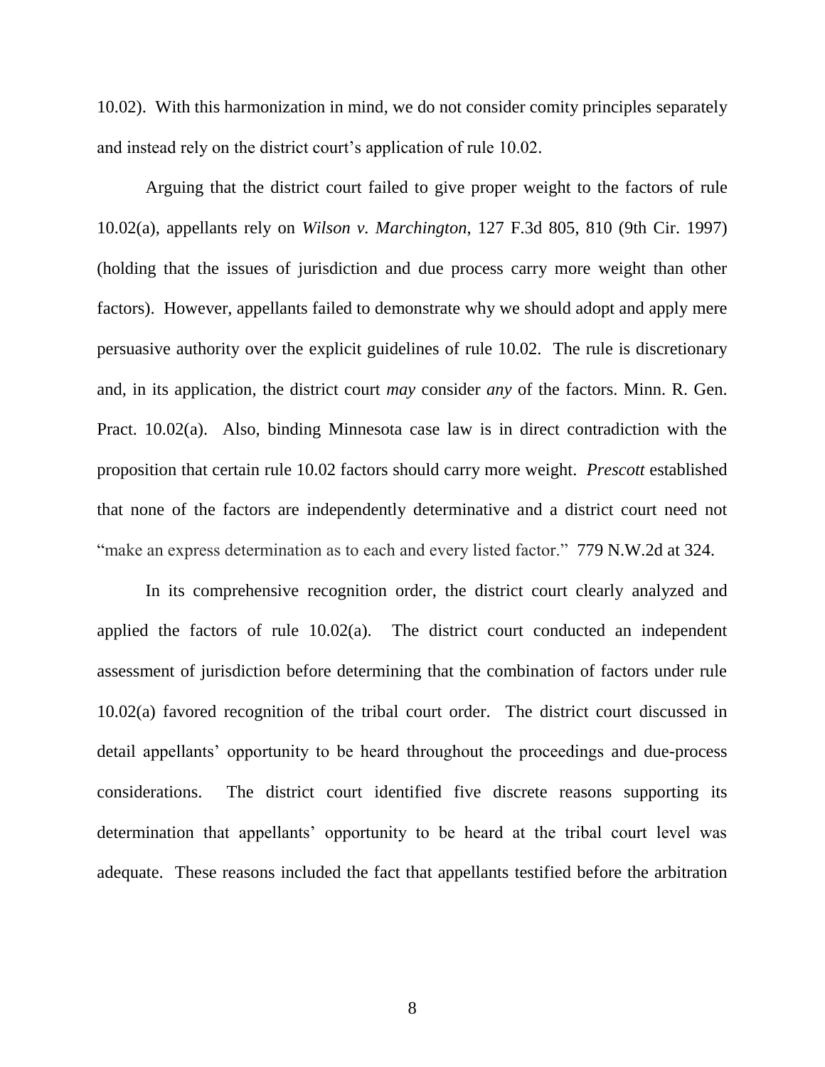10.02). With this harmonization in mind, we do not consider comity principles separately and instead rely on the district court's application of rule 10.02.

Arguing that the district court failed to give proper weight to the factors of rule 10.02(a), appellants rely on *Wilson v. Marchington*, 127 F.3d 805, 810 (9th Cir. 1997) (holding that the issues of jurisdiction and due process carry more weight than other factors). However, appellants failed to demonstrate why we should adopt and apply mere persuasive authority over the explicit guidelines of rule 10.02. The rule is discretionary and, in its application, the district court *may* consider *any* of the factors. Minn. R. Gen. Pract. 10.02(a). Also, binding Minnesota case law is in direct contradiction with the proposition that certain rule 10.02 factors should carry more weight. *Prescott* established that none of the factors are independently determinative and a district court need not "make an express determination as to each and every listed factor." 779 N.W.2d at 324.

In its comprehensive recognition order, the district court clearly analyzed and applied the factors of rule 10.02(a). The district court conducted an independent assessment of jurisdiction before determining that the combination of factors under rule 10.02(a) favored recognition of the tribal court order. The district court discussed in detail appellants' opportunity to be heard throughout the proceedings and due-process considerations. The district court identified five discrete reasons supporting its determination that appellants' opportunity to be heard at the tribal court level was adequate. These reasons included the fact that appellants testified before the arbitration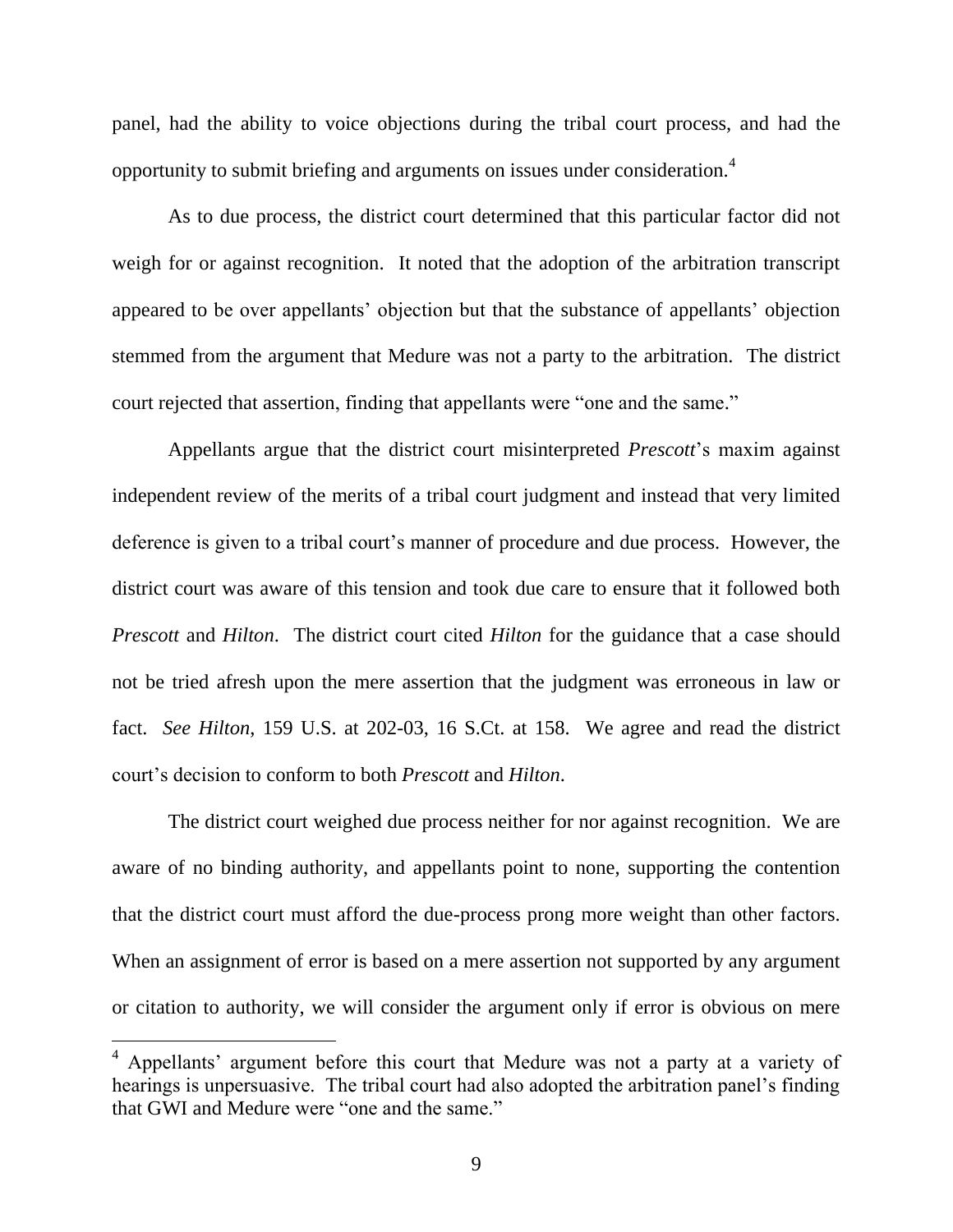panel, had the ability to voice objections during the tribal court process, and had the opportunity to submit briefing and arguments on issues under consideration.[4]

As to due process, the district court determined that this particular factor did not weigh for or against recognition. It noted that the adoption of the arbitration transcript appeared to be over appellants' objection but that the substance of appellants' objection stemmed from the argument that Medure was not a party to the arbitration. The district court rejected that assertion, finding that appellants were "one and the same."

Appellants argue that the district court misinterpreted *Prescott*'s maxim against independent review of the merits of a tribal court judgment and instead that very limited deference is given to a tribal court's manner of procedure and due process. However, the district court was aware of this tension and took due care to ensure that it followed both *Prescott* and *Hilton*. The district court cited *Hilton* for the guidance that a case should not be tried afresh upon the mere assertion that the judgment was erroneous in law or fact. *See Hilton*, 159 U.S. at 202-03, 16 S.Ct. at 158. We agree and read the district court's decision to conform to both *Prescott* and *Hilton*.

The district court weighed due process neither for nor against recognition. We are aware of no binding authority, and appellants point to none, supporting the contention that the district court must afford the due-process prong more weight than other factors. When an assignment of error is based on a mere assertion not supported by any argument or citation to authority, we will consider the argument only if error is obvious on mere

[4] Appellants' argument before this court that Medure was not a party at a variety of hearings is unpersuasive. The tribal court had also adopted the arbitration panel's finding that GWI and Medure were "one and the same."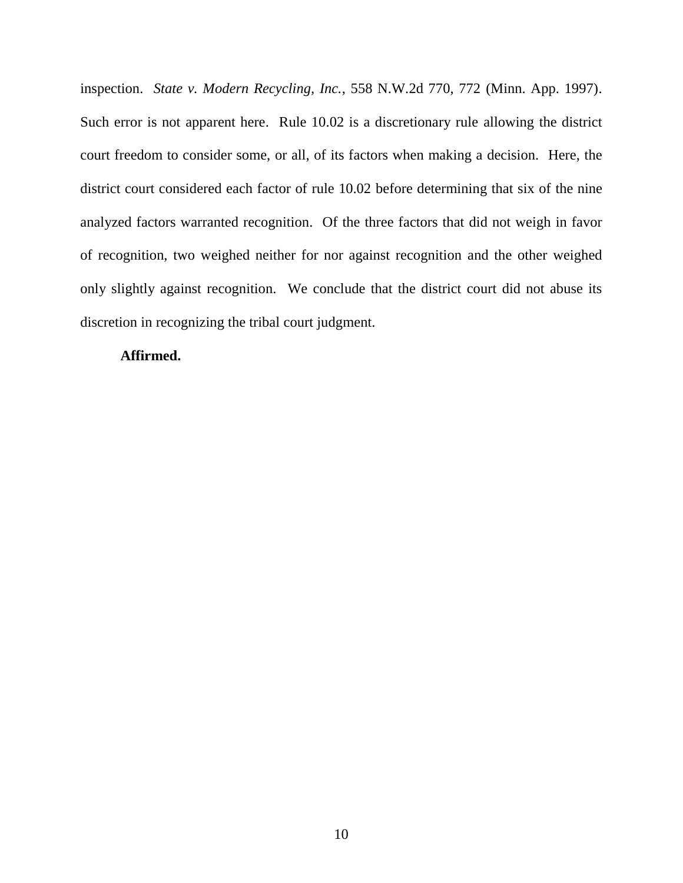inspection. *State v. Modern Recycling, Inc.*, 558 N.W.2d 770, 772 (Minn. App. 1997). Such error is not apparent here. Rule 10.02 is a discretionary rule allowing the district court freedom to consider some, or all, of its factors when making a decision. Here, the district court considered each factor of rule 10.02 before determining that six of the nine analyzed factors warranted recognition. Of the three factors that did not weigh in favor of recognition, two weighed neither for nor against recognition and the other weighed only slightly against recognition. We conclude that the district court did not abuse its discretion in recognizing the tribal court judgment.

**Affirmed.**